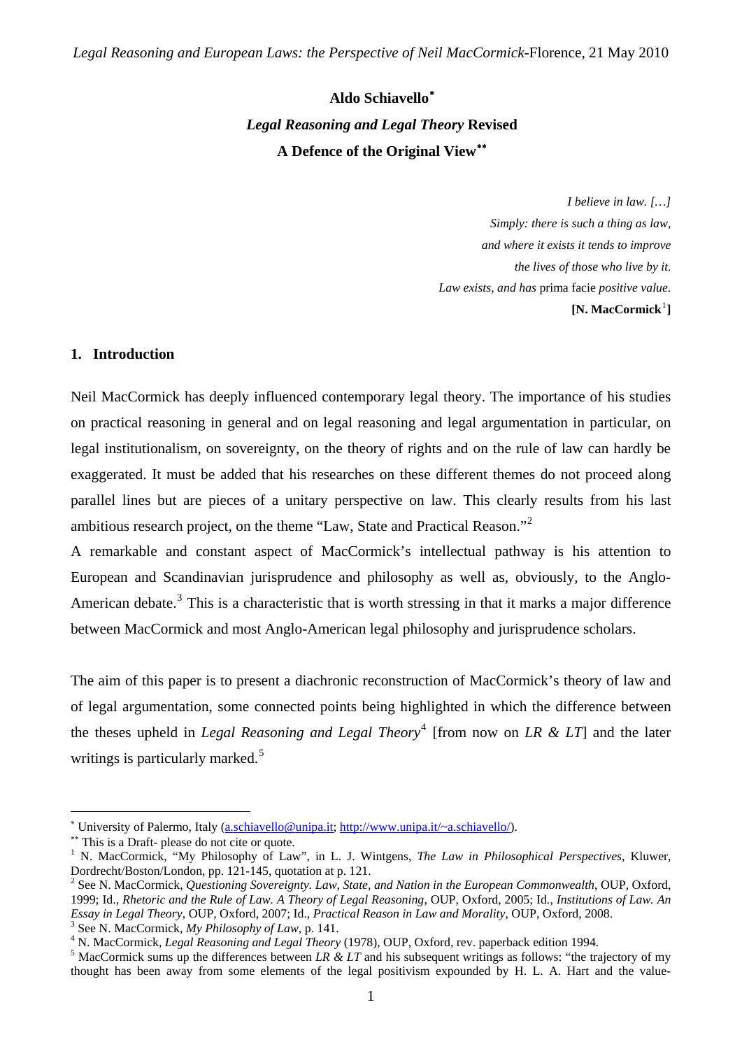*Legal Reasoning and European Laws: the Perspective of Neil MacCormick*-Florence, 21 May 2010

**Aldo Schiavello**[*]

***Legal Reasoning and Legal Theory* Revised**

**A Defence of the Original View**[**]

> *I believe in law. […]*
> *Simply: there is such a thing as law,*
> *and where it exists it tends to improve*
> *the lives of those who live by it.*
> *Law exists, and has* prima facie *positive value.*
> **[N. MacCormick[1]]**

## 1. Introduction

Neil MacCormick has deeply influenced contemporary legal theory. The importance of his studies on practical reasoning in general and on legal reasoning and legal argumentation in particular, on legal institutionalism, on sovereignty, on the theory of rights and on the rule of law can hardly be exaggerated. It must be added that his researches on these different themes do not proceed along parallel lines but are pieces of a unitary perspective on law. This clearly results from his last ambitious research project, on the theme "Law, State and Practical Reason."[2]

A remarkable and constant aspect of MacCormick's intellectual pathway is his attention to European and Scandinavian jurisprudence and philosophy as well as, obviously, to the Anglo-American debate.[3] This is a characteristic that is worth stressing in that it marks a major difference between MacCormick and most Anglo-American legal philosophy and jurisprudence scholars.

The aim of this paper is to present a diachronic reconstruction of MacCormick's theory of law and of legal argumentation, some connected points being highlighted in which the difference between the theses upheld in *Legal Reasoning and Legal Theory*[4] [from now on *LR & LT*] and the later writings is particularly marked.[5]

---

[*] University of Palermo, Italy (a.schiavello@unipa.it; http://www.unipa.it/~a.schiavello/).

[**] This is a Draft- please do not cite or quote.

[1] N. MacCormick, "My Philosophy of Law", in L. J. Wintgens, *The Law in Philosophical Perspectives*, Kluwer, Dordrecht/Boston/London, pp. 121-145, quotation at p. 121.

[2] See N. MacCormick, *Questioning Sovereignty. Law, State, and Nation in the European Commonwealth*, OUP, Oxford, 1999; Id., *Rhetoric and the Rule of Law. A Theory of Legal Reasoning*, OUP, Oxford, 2005; Id*., Institutions of Law. An Essay in Legal Theory*, OUP, Oxford, 2007; Id., *Practical Reason in Law and Morality*, OUP, Oxford, 2008.

[3] See N. MacCormick, *My Philosophy of Law*, p. 141.

[4] N. MacCormick, *Legal Reasoning and Legal Theory* (1978), OUP, Oxford, rev. paperback edition 1994.

[5] MacCormick sums up the differences between *LR & LT* and his subsequent writings as follows: "the trajectory of my thought has been away from some elements of the legal positivism expounded by H. L. A. Hart and the value-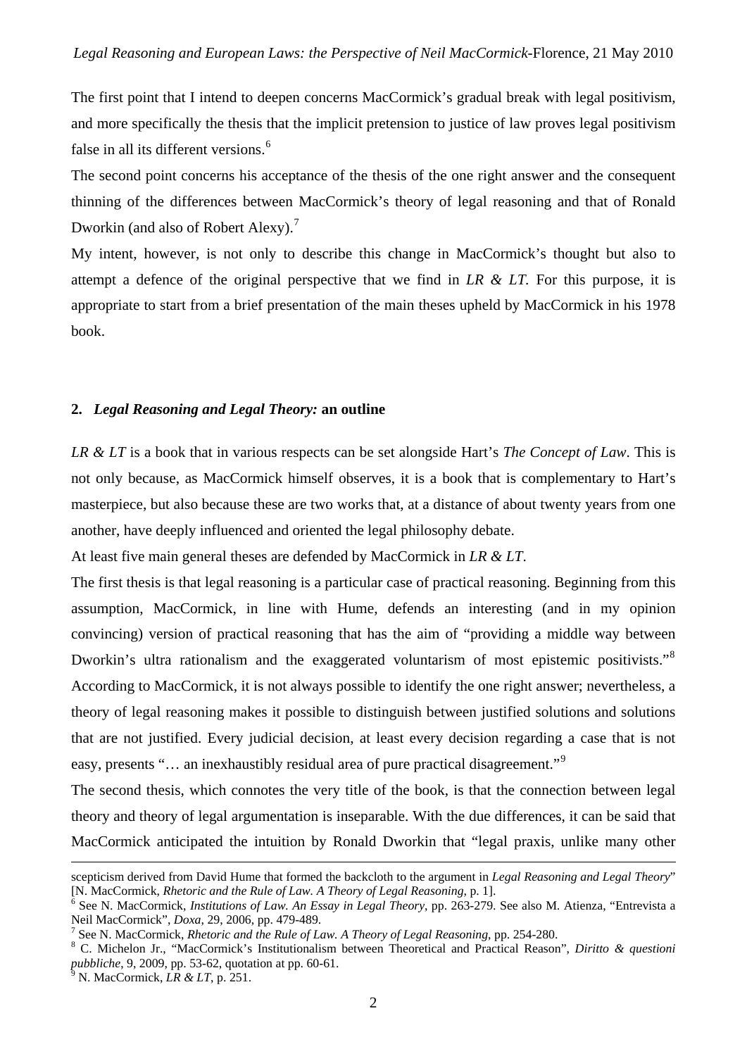The first point that I intend to deepen concerns MacCormick's gradual break with legal positivism, and more specifically the thesis that the implicit pretension to justice of law proves legal positivism false in all its different versions.[6]

The second point concerns his acceptance of the thesis of the one right answer and the consequent thinning of the differences between MacCormick's theory of legal reasoning and that of Ronald Dworkin (and also of Robert Alexy).[7]

My intent, however, is not only to describe this change in MacCormick's thought but also to attempt a defence of the original perspective that we find in *LR & LT*. For this purpose, it is appropriate to start from a brief presentation of the main theses upheld by MacCormick in his 1978 book.

## 2. *Legal Reasoning and Legal Theory:* an outline

*LR & LT* is a book that in various respects can be set alongside Hart's *The Concept of Law*. This is not only because, as MacCormick himself observes, it is a book that is complementary to Hart's masterpiece, but also because these are two works that, at a distance of about twenty years from one another, have deeply influenced and oriented the legal philosophy debate.

At least five main general theses are defended by MacCormick in *LR & LT*.

The first thesis is that legal reasoning is a particular case of practical reasoning. Beginning from this assumption, MacCormick, in line with Hume, defends an interesting (and in my opinion convincing) version of practical reasoning that has the aim of "providing a middle way between Dworkin's ultra rationalism and the exaggerated voluntarism of most epistemic positivists."[8] According to MacCormick, it is not always possible to identify the one right answer; nevertheless, a theory of legal reasoning makes it possible to distinguish between justified solutions and solutions that are not justified. Every judicial decision, at least every decision regarding a case that is not easy, presents "… an inexhaustibly residual area of pure practical disagreement."[9]

The second thesis, which connotes the very title of the book, is that the connection between legal theory and theory of legal argumentation is inseparable. With the due differences, it can be said that MacCormick anticipated the intuition by Ronald Dworkin that "legal praxis, unlike many other

---

scepticism derived from David Hume that formed the backcloth to the argument in *Legal Reasoning and Legal Theory*" [N. MacCormick, *Rhetoric and the Rule of Law. A Theory of Legal Reasoning*, p. 1].

[6] See N. MacCormick, *Institutions of Law. An Essay in Legal Theory*, pp. 263-279. See also M. Atienza, "Entrevista a Neil MacCormick", *Doxa*, 29, 2006, pp. 479-489.

[7] See N. MacCormick, *Rhetoric and the Rule of Law. A Theory of Legal Reasoning*, pp. 254-280.

[8] C. Michelon Jr., "MacCormick's Institutionalism between Theoretical and Practical Reason", *Diritto & questioni pubbliche*, 9, 2009, pp. 53-62, quotation at pp. 60-61.

[9] N. MacCormick, *LR & LT*, p. 251.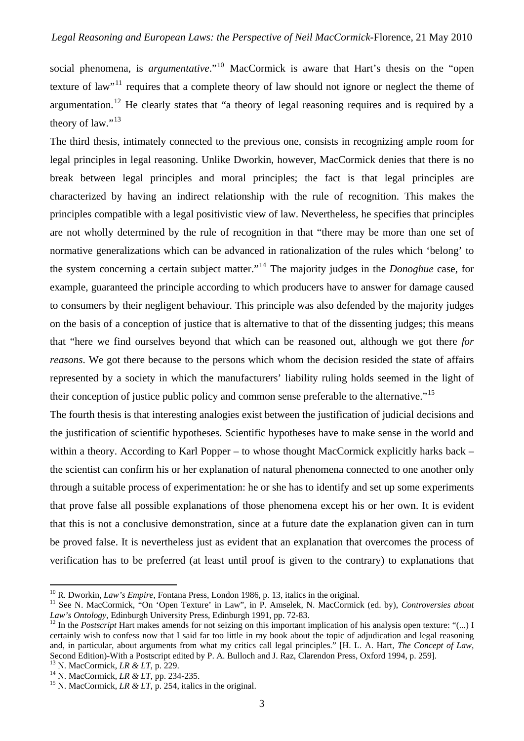social phenomena, is *argumentative*."[10] MacCormick is aware that Hart's thesis on the "open texture of law"[11] requires that a complete theory of law should not ignore or neglect the theme of argumentation.[12] He clearly states that "a theory of legal reasoning requires and is required by a theory of law."[13]

The third thesis, intimately connected to the previous one, consists in recognizing ample room for legal principles in legal reasoning. Unlike Dworkin, however, MacCormick denies that there is no break between legal principles and moral principles; the fact is that legal principles are characterized by having an indirect relationship with the rule of recognition. This makes the principles compatible with a legal positivistic view of law. Nevertheless, he specifies that principles are not wholly determined by the rule of recognition in that "there may be more than one set of normative generalizations which can be advanced in rationalization of the rules which 'belong' to the system concerning a certain subject matter."[14] The majority judges in the *Donoghue* case, for example, guaranteed the principle according to which producers have to answer for damage caused to consumers by their negligent behaviour. This principle was also defended by the majority judges on the basis of a conception of justice that is alternative to that of the dissenting judges; this means that "here we find ourselves beyond that which can be reasoned out, although we got there *for reasons*. We got there because to the persons which whom the decision resided the state of affairs represented by a society in which the manufacturers' liability ruling holds seemed in the light of their conception of justice public policy and common sense preferable to the alternative."[15]

The fourth thesis is that interesting analogies exist between the justification of judicial decisions and the justification of scientific hypotheses. Scientific hypotheses have to make sense in the world and within a theory. According to Karl Popper – to whose thought MacCormick explicitly harks back – the scientist can confirm his or her explanation of natural phenomena connected to one another only through a suitable process of experimentation: he or she has to identify and set up some experiments that prove false all possible explanations of those phenomena except his or her own. It is evident that this is not a conclusive demonstration, since at a future date the explanation given can in turn be proved false. It is nevertheless just as evident that an explanation that overcomes the process of verification has to be preferred (at least until proof is given to the contrary) to explanations that

---

[10] R. Dworkin, *Law's Empire*, Fontana Press, London 1986, p. 13, italics in the original.

[11] See N. MacCormick, "On 'Open Texture' in Law", in P. Amselek, N. MacCormick (ed. by), *Controversies about Law's Ontology*, Edinburgh University Press, Edinburgh 1991, pp. 72-83.

[12] In the *Postscript* Hart makes amends for not seizing on this important implication of his analysis open texture: "(...) I certainly wish to confess now that I said far too little in my book about the topic of adjudication and legal reasoning and, in particular, about arguments from what my critics call legal principles." [H. L. A. Hart, *The Concept of Law*, Second Edition)-With a Postscript edited by P. A. Bulloch and J. Raz, Clarendon Press, Oxford 1994, p. 259].

[13] N. MacCormick, *LR & LT*, p. 229.

[14] N. MacCormick, *LR & LT*, pp. 234-235.

[15] N. MacCormick, *LR & LT*, p. 254, italics in the original.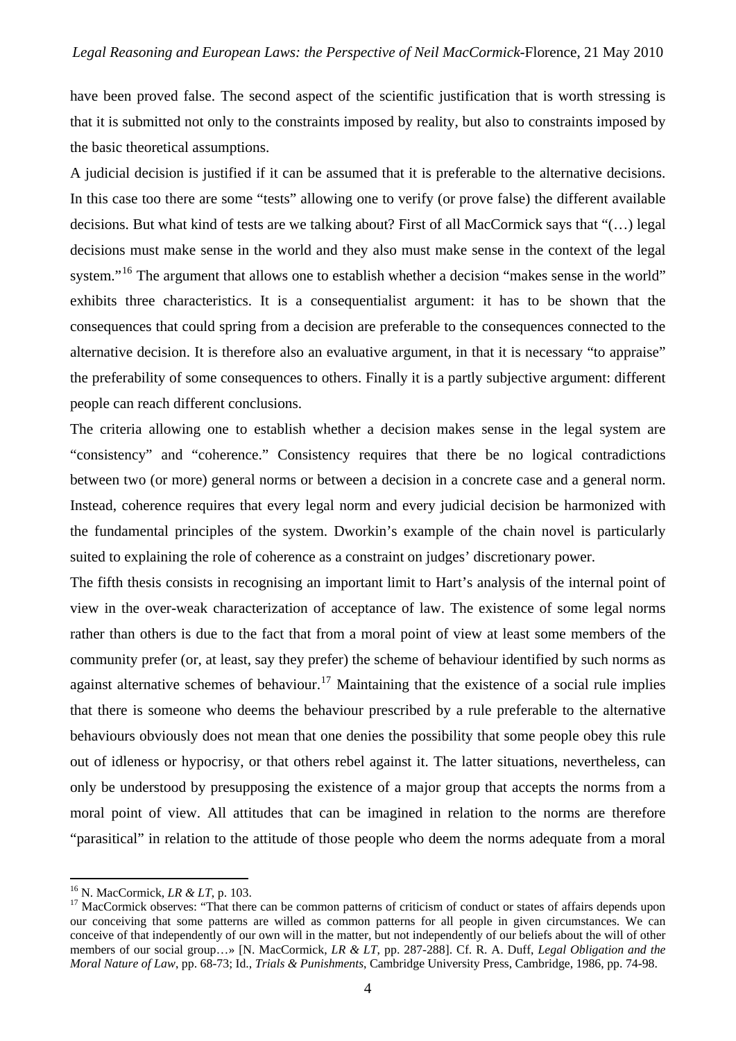have been proved false. The second aspect of the scientific justification that is worth stressing is that it is submitted not only to the constraints imposed by reality, but also to constraints imposed by the basic theoretical assumptions.

A judicial decision is justified if it can be assumed that it is preferable to the alternative decisions. In this case too there are some "tests" allowing one to verify (or prove false) the different available decisions. But what kind of tests are we talking about? First of all MacCormick says that "(…) legal decisions must make sense in the world and they also must make sense in the context of the legal system."[16] The argument that allows one to establish whether a decision "makes sense in the world" exhibits three characteristics. It is a consequentialist argument: it has to be shown that the consequences that could spring from a decision are preferable to the consequences connected to the alternative decision. It is therefore also an evaluative argument, in that it is necessary "to appraise" the preferability of some consequences to others. Finally it is a partly subjective argument: different people can reach different conclusions.

The criteria allowing one to establish whether a decision makes sense in the legal system are "consistency" and "coherence." Consistency requires that there be no logical contradictions between two (or more) general norms or between a decision in a concrete case and a general norm. Instead, coherence requires that every legal norm and every judicial decision be harmonized with the fundamental principles of the system. Dworkin's example of the chain novel is particularly suited to explaining the role of coherence as a constraint on judges' discretionary power.

The fifth thesis consists in recognising an important limit to Hart's analysis of the internal point of view in the over-weak characterization of acceptance of law. The existence of some legal norms rather than others is due to the fact that from a moral point of view at least some members of the community prefer (or, at least, say they prefer) the scheme of behaviour identified by such norms as against alternative schemes of behaviour.[17] Maintaining that the existence of a social rule implies that there is someone who deems the behaviour prescribed by a rule preferable to the alternative behaviours obviously does not mean that one denies the possibility that some people obey this rule out of idleness or hypocrisy, or that others rebel against it. The latter situations, nevertheless, can only be understood by presupposing the existence of a major group that accepts the norms from a moral point of view. All attitudes that can be imagined in relation to the norms are therefore "parasitical" in relation to the attitude of those people who deem the norms adequate from a moral

---

[16] N. MacCormick, *LR & LT*, p. 103.

[17] MacCormick observes: "That there can be common patterns of criticism of conduct or states of affairs depends upon our conceiving that some patterns are willed as common patterns for all people in given circumstances. We can conceive of that independently of our own will in the matter, but not independently of our beliefs about the will of other members of our social group…» [N. MacCormick, *LR & LT*, pp. 287-288]. Cf. R. A. Duff, *Legal Obligation and the Moral Nature of Law*, pp. 68-73; Id., *Trials & Punishments*, Cambridge University Press, Cambridge, 1986, pp. 74-98.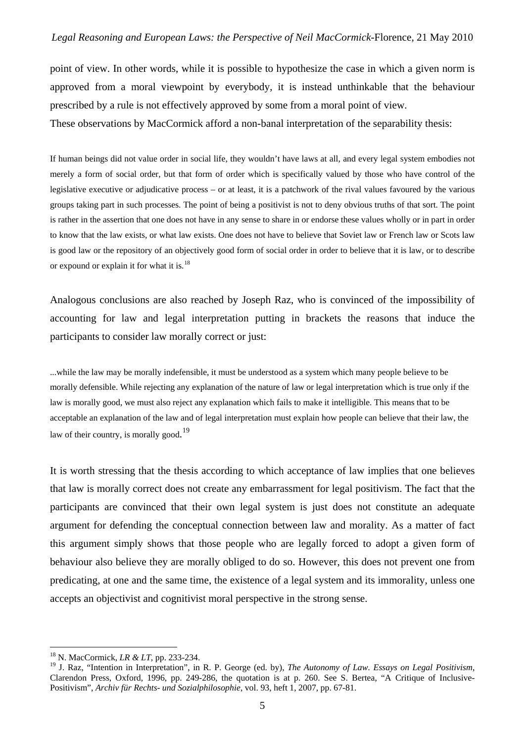point of view. In other words, while it is possible to hypothesize the case in which a given norm is approved from a moral viewpoint by everybody, it is instead unthinkable that the behaviour prescribed by a rule is not effectively approved by some from a moral point of view.
These observations by MacCormick afford a non-banal interpretation of the separability thesis:

> If human beings did not value order in social life, they wouldn't have laws at all, and every legal system embodies not merely a form of social order, but that form of order which is specifically valued by those who have control of the legislative executive or adjudicative process – or at least, it is a patchwork of the rival values favoured by the various groups taking part in such processes. The point of being a positivist is not to deny obvious truths of that sort. The point is rather in the assertion that one does not have in any sense to share in or endorse these values wholly or in part in order to know that the law exists, or what law exists. One does not have to believe that Soviet law or French law or Scots law is good law or the repository of an objectively good form of social order in order to believe that it is law, or to describe or expound or explain it for what it is.[18]

Analogous conclusions are also reached by Joseph Raz, who is convinced of the impossibility of accounting for law and legal interpretation putting in brackets the reasons that induce the participants to consider law morally correct or just:

> ...while the law may be morally indefensible, it must be understood as a system which many people believe to be morally defensible. While rejecting any explanation of the nature of law or legal interpretation which is true only if the law is morally good, we must also reject any explanation which fails to make it intelligible. This means that to be acceptable an explanation of the law and of legal interpretation must explain how people can believe that their law, the law of their country, is morally good.[19]

It is worth stressing that the thesis according to which acceptance of law implies that one believes that law is morally correct does not create any embarrassment for legal positivism. The fact that the participants are convinced that their own legal system is just does not constitute an adequate argument for defending the conceptual connection between law and morality. As a matter of fact this argument simply shows that those people who are legally forced to adopt a given form of behaviour also believe they are morally obliged to do so. However, this does not prevent one from predicating, at one and the same time, the existence of a legal system and its immorality, unless one accepts an objectivist and cognitivist moral perspective in the strong sense.

---

[18] N. MacCormick, *LR & LT*, pp. 233-234.

[19] J. Raz, "Intention in Interpretation", in R. P. George (ed. by), *The Autonomy of Law. Essays on Legal Positivism*, Clarendon Press, Oxford, 1996, pp. 249-286, the quotation is at p. 260. See S. Bertea, "A Critique of Inclusive-Positivism", *Archiv für Rechts- und Sozialphilosophie*, vol. 93, heft 1, 2007, pp. 67-81.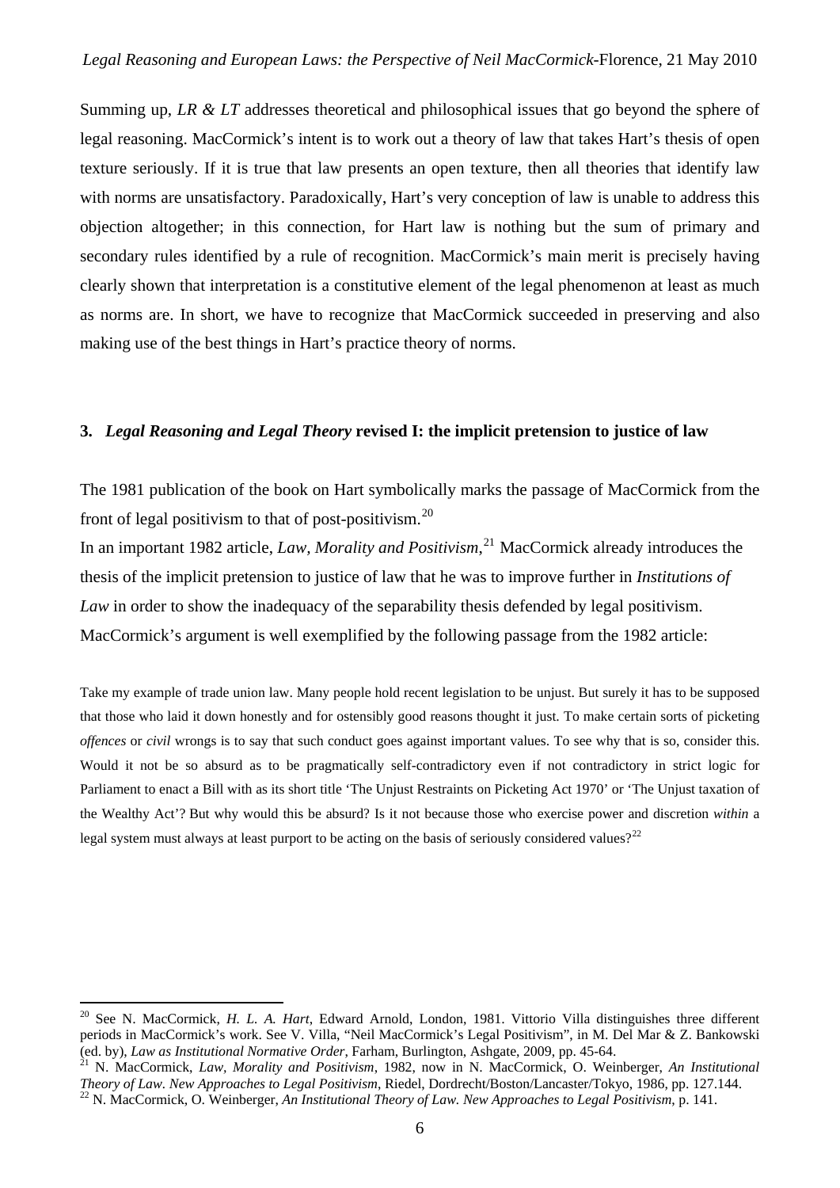Summing up, *LR & LT* addresses theoretical and philosophical issues that go beyond the sphere of legal reasoning. MacCormick's intent is to work out a theory of law that takes Hart's thesis of open texture seriously. If it is true that law presents an open texture, then all theories that identify law with norms are unsatisfactory. Paradoxically, Hart's very conception of law is unable to address this objection altogether; in this connection, for Hart law is nothing but the sum of primary and secondary rules identified by a rule of recognition. MacCormick's main merit is precisely having clearly shown that interpretation is a constitutive element of the legal phenomenon at least as much as norms are. In short, we have to recognize that MacCormick succeeded in preserving and also making use of the best things in Hart's practice theory of norms.

## 3. *Legal Reasoning and Legal Theory* revised I: the implicit pretension to justice of law

The 1981 publication of the book on Hart symbolically marks the passage of MacCormick from the front of legal positivism to that of post-positivism.[20]

In an important 1982 article, *Law, Morality and Positivism*,[21] MacCormick already introduces the thesis of the implicit pretension to justice of law that he was to improve further in *Institutions of Law* in order to show the inadequacy of the separability thesis defended by legal positivism. MacCormick's argument is well exemplified by the following passage from the 1982 article:

> Take my example of trade union law. Many people hold recent legislation to be unjust. But surely it has to be supposed that those who laid it down honestly and for ostensibly good reasons thought it just. To make certain sorts of picketing *offences* or *civil* wrongs is to say that such conduct goes against important values. To see why that is so, consider this. Would it not be so absurd as to be pragmatically self-contradictory even if not contradictory in strict logic for Parliament to enact a Bill with as its short title 'The Unjust Restraints on Picketing Act 1970' or 'The Unjust taxation of the Wealthy Act'? But why would this be absurd? Is it not because those who exercise power and discretion *within* a legal system must always at least purport to be acting on the basis of seriously considered values?[22]

---

[20] See N. MacCormick, *H. L. A. Hart*, Edward Arnold, London, 1981. Vittorio Villa distinguishes three different periods in MacCormick's work. See V. Villa, "Neil MacCormick's Legal Positivism", in M. Del Mar & Z. Bankowski (ed. by), *Law as Institutional Normative Order*, Farham, Burlington, Ashgate, 2009, pp. 45-64.

[21] N. MacCormick, *Law, Morality and Positivism*, 1982, now in N. MacCormick, O. Weinberger, *An Institutional Theory of Law. New Approaches to Legal Positivism*, Riedel, Dordrecht/Boston/Lancaster/Tokyo, 1986, pp. 127.144.

[22] N. MacCormick, O. Weinberger, *An Institutional Theory of Law. New Approaches to Legal Positivism*, p. 141.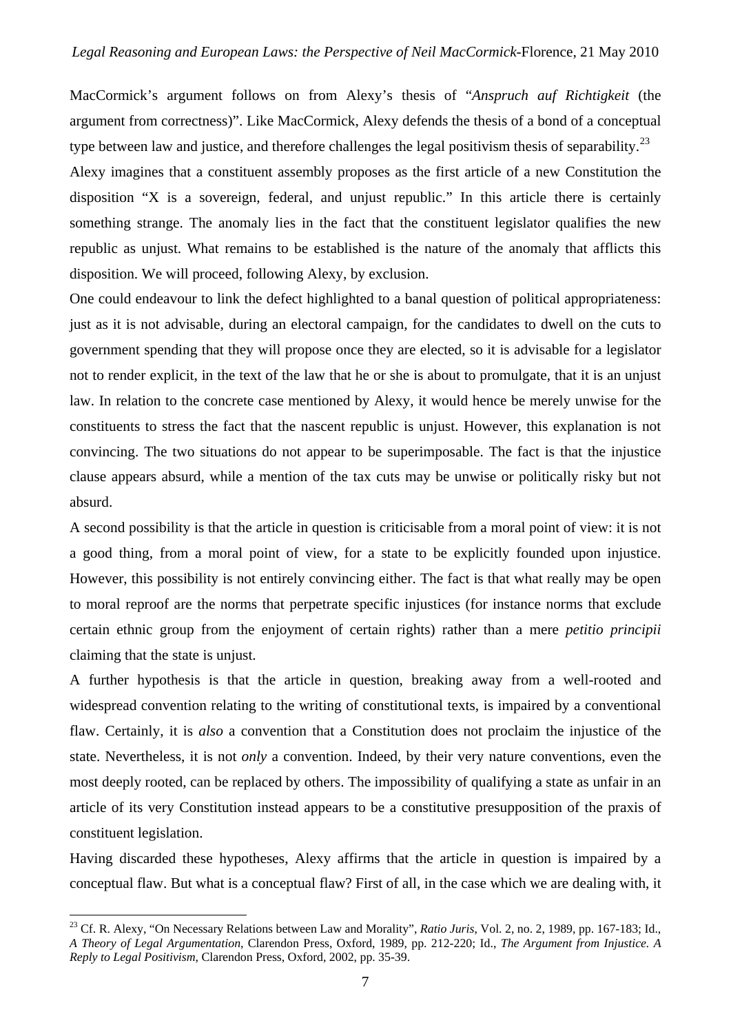MacCormick's argument follows on from Alexy's thesis of "*Anspruch auf Richtigkeit* (the argument from correctness)". Like MacCormick, Alexy defends the thesis of a bond of a conceptual type between law and justice, and therefore challenges the legal positivism thesis of separability.[23]

Alexy imagines that a constituent assembly proposes as the first article of a new Constitution the disposition "X is a sovereign, federal, and unjust republic." In this article there is certainly something strange. The anomaly lies in the fact that the constituent legislator qualifies the new republic as unjust. What remains to be established is the nature of the anomaly that afflicts this disposition. We will proceed, following Alexy, by exclusion.

One could endeavour to link the defect highlighted to a banal question of political appropriateness: just as it is not advisable, during an electoral campaign, for the candidates to dwell on the cuts to government spending that they will propose once they are elected, so it is advisable for a legislator not to render explicit, in the text of the law that he or she is about to promulgate, that it is an unjust law. In relation to the concrete case mentioned by Alexy, it would hence be merely unwise for the constituents to stress the fact that the nascent republic is unjust. However, this explanation is not convincing. The two situations do not appear to be superimposable. The fact is that the injustice clause appears absurd, while a mention of the tax cuts may be unwise or politically risky but not absurd.

A second possibility is that the article in question is criticisable from a moral point of view: it is not a good thing, from a moral point of view, for a state to be explicitly founded upon injustice. However, this possibility is not entirely convincing either. The fact is that what really may be open to moral reproof are the norms that perpetrate specific injustices (for instance norms that exclude certain ethnic group from the enjoyment of certain rights) rather than a mere *petitio principii* claiming that the state is unjust.

A further hypothesis is that the article in question, breaking away from a well-rooted and widespread convention relating to the writing of constitutional texts, is impaired by a conventional flaw. Certainly, it is *also* a convention that a Constitution does not proclaim the injustice of the state. Nevertheless, it is not *only* a convention. Indeed, by their very nature conventions, even the most deeply rooted, can be replaced by others. The impossibility of qualifying a state as unfair in an article of its very Constitution instead appears to be a constitutive presupposition of the praxis of constituent legislation.

Having discarded these hypotheses, Alexy affirms that the article in question is impaired by a conceptual flaw. But what is a conceptual flaw? First of all, in the case which we are dealing with, it

[23] Cf. R. Alexy, "On Necessary Relations between Law and Morality", *Ratio Juris*, Vol. 2, no. 2, 1989, pp. 167-183; Id., *A Theory of Legal Argumentation*, Clarendon Press, Oxford, 1989, pp. 212-220; Id., *The Argument from Injustice. A Reply to Legal Positivism*, Clarendon Press, Oxford, 2002, pp. 35-39.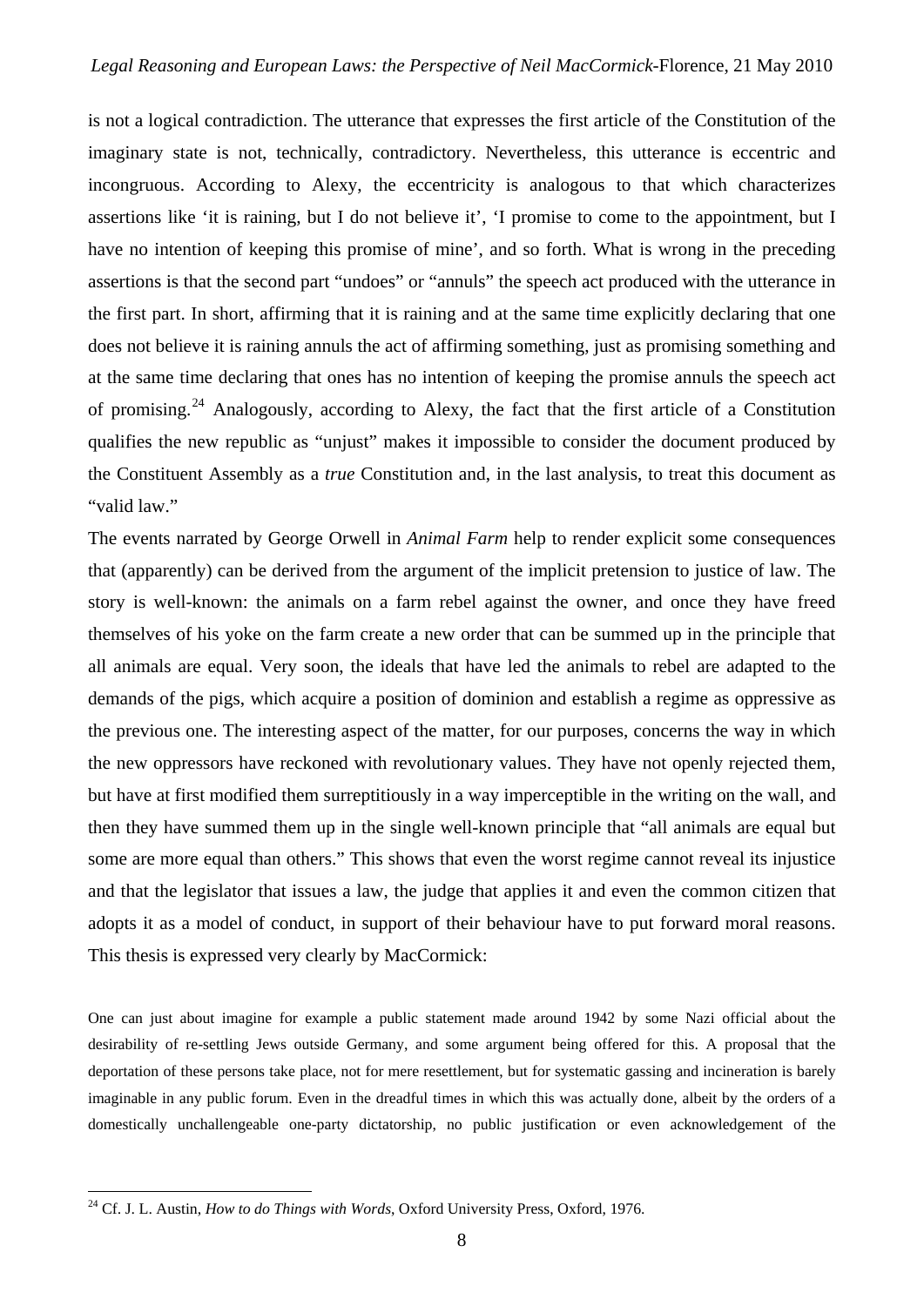is not a logical contradiction. The utterance that expresses the first article of the Constitution of the imaginary state is not, technically, contradictory. Nevertheless, this utterance is eccentric and incongruous. According to Alexy, the eccentricity is analogous to that which characterizes assertions like 'it is raining, but I do not believe it', 'I promise to come to the appointment, but I have no intention of keeping this promise of mine', and so forth. What is wrong in the preceding assertions is that the second part "undoes" or "annuls" the speech act produced with the utterance in the first part. In short, affirming that it is raining and at the same time explicitly declaring that one does not believe it is raining annuls the act of affirming something, just as promising something and at the same time declaring that ones has no intention of keeping the promise annuls the speech act of promising.[24] Analogously, according to Alexy, the fact that the first article of a Constitution qualifies the new republic as "unjust" makes it impossible to consider the document produced by the Constituent Assembly as a *true* Constitution and, in the last analysis, to treat this document as "valid law."

The events narrated by George Orwell in *Animal Farm* help to render explicit some consequences that (apparently) can be derived from the argument of the implicit pretension to justice of law. The story is well-known: the animals on a farm rebel against the owner, and once they have freed themselves of his yoke on the farm create a new order that can be summed up in the principle that all animals are equal. Very soon, the ideals that have led the animals to rebel are adapted to the demands of the pigs, which acquire a position of dominion and establish a regime as oppressive as the previous one. The interesting aspect of the matter, for our purposes, concerns the way in which the new oppressors have reckoned with revolutionary values. They have not openly rejected them, but have at first modified them surreptitiously in a way imperceptible in the writing on the wall, and then they have summed them up in the single well-known principle that "all animals are equal but some are more equal than others." This shows that even the worst regime cannot reveal its injustice and that the legislator that issues a law, the judge that applies it and even the common citizen that adopts it as a model of conduct, in support of their behaviour have to put forward moral reasons. This thesis is expressed very clearly by MacCormick:

> One can just about imagine for example a public statement made around 1942 by some Nazi official about the desirability of re-settling Jews outside Germany, and some argument being offered for this. A proposal that the deportation of these persons take place, not for mere resettlement, but for systematic gassing and incineration is barely imaginable in any public forum. Even in the dreadful times in which this was actually done, albeit by the orders of a domestically unchallengeable one-party dictatorship, no public justification or even acknowledgement of the

[24] Cf. J. L. Austin, *How to do Things with Words*, Oxford University Press, Oxford, 1976.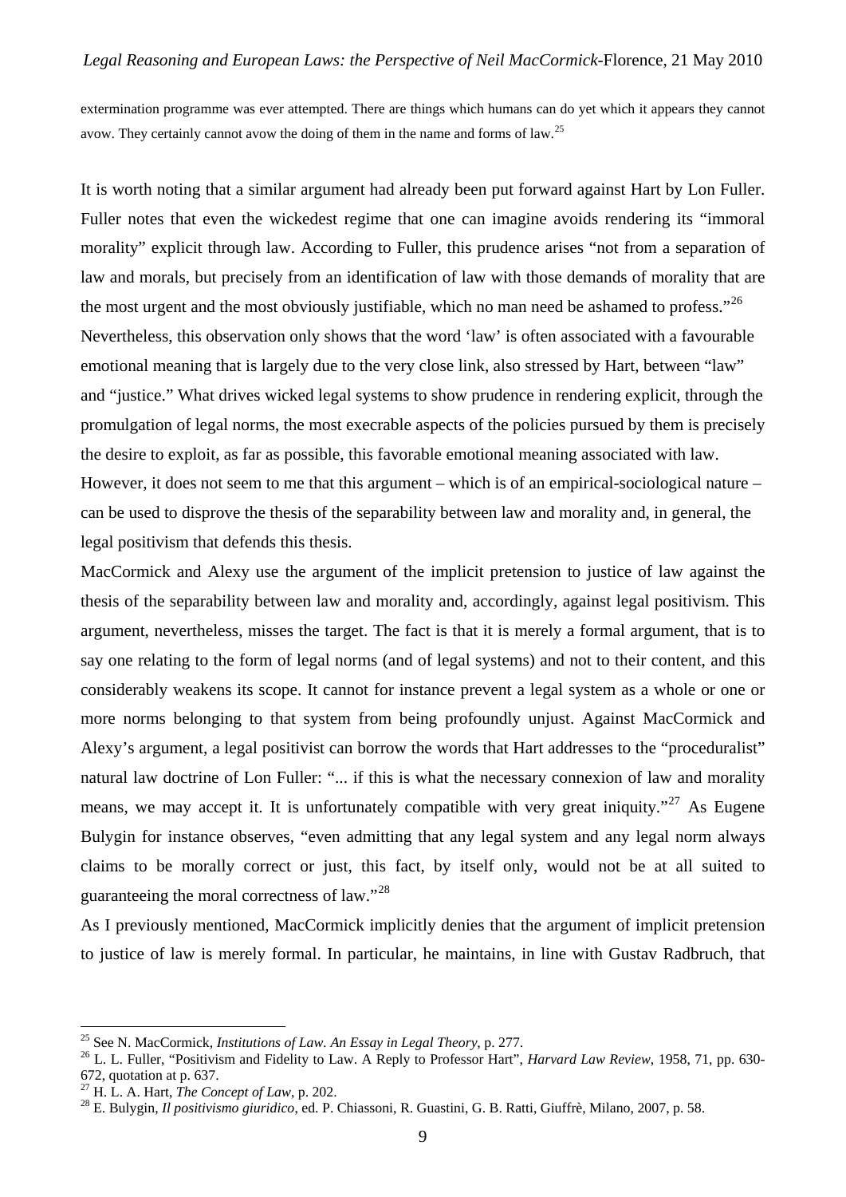extermination programme was ever attempted. There are things which humans can do yet which it appears they cannot avow. They certainly cannot avow the doing of them in the name and forms of law.[25]

It is worth noting that a similar argument had already been put forward against Hart by Lon Fuller. Fuller notes that even the wickedest regime that one can imagine avoids rendering its "immoral morality" explicit through law. According to Fuller, this prudence arises "not from a separation of law and morals, but precisely from an identification of law with those demands of morality that are the most urgent and the most obviously justifiable, which no man need be ashamed to profess."[26] Nevertheless, this observation only shows that the word 'law' is often associated with a favourable emotional meaning that is largely due to the very close link, also stressed by Hart, between "law" and "justice." What drives wicked legal systems to show prudence in rendering explicit, through the promulgation of legal norms, the most execrable aspects of the policies pursued by them is precisely the desire to exploit, as far as possible, this favorable emotional meaning associated with law. However, it does not seem to me that this argument – which is of an empirical-sociological nature – can be used to disprove the thesis of the separability between law and morality and, in general, the legal positivism that defends this thesis.

MacCormick and Alexy use the argument of the implicit pretension to justice of law against the thesis of the separability between law and morality and, accordingly, against legal positivism. This argument, nevertheless, misses the target. The fact is that it is merely a formal argument, that is to say one relating to the form of legal norms (and of legal systems) and not to their content, and this considerably weakens its scope. It cannot for instance prevent a legal system as a whole or one or more norms belonging to that system from being profoundly unjust. Against MacCormick and Alexy's argument, a legal positivist can borrow the words that Hart addresses to the "proceduralist" natural law doctrine of Lon Fuller: "... if this is what the necessary connexion of law and morality means, we may accept it. It is unfortunately compatible with very great iniquity."[27] As Eugene Bulygin for instance observes, "even admitting that any legal system and any legal norm always claims to be morally correct or just, this fact, by itself only, would not be at all suited to guaranteeing the moral correctness of law."[28]

As I previously mentioned, MacCormick implicitly denies that the argument of implicit pretension to justice of law is merely formal. In particular, he maintains, in line with Gustav Radbruch, that

---

[25] See N. MacCormick, *Institutions of Law. An Essay in Legal Theory*, p. 277.

[26] L. L. Fuller, "Positivism and Fidelity to Law. A Reply to Professor Hart", *Harvard Law Review*, 1958, 71, pp. 630-672, quotation at p. 637.

[27] H. L. A. Hart, *The Concept of Law*, p. 202.

[28] E. Bulygin, *Il positivismo giuridico*, ed. P. Chiassoni, R. Guastini, G. B. Ratti, Giuffrè, Milano, 2007, p. 58.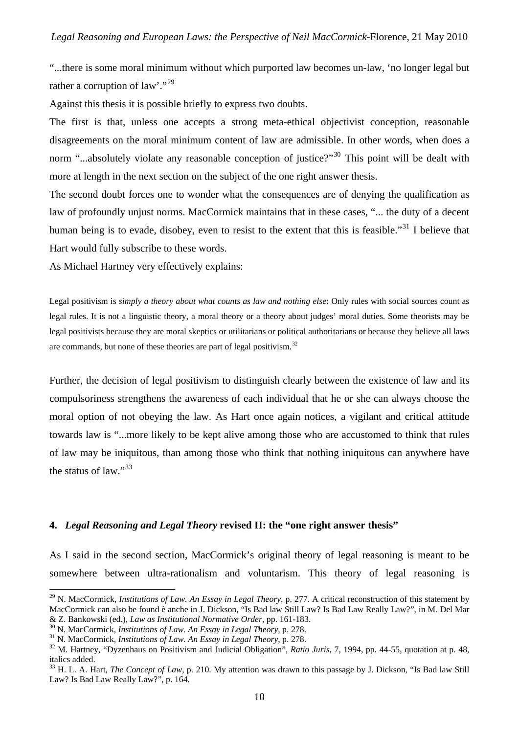"...there is some moral minimum without which purported law becomes un-law, 'no longer legal but rather a corruption of law'."[29]

Against this thesis it is possible briefly to express two doubts.

The first is that, unless one accepts a strong meta-ethical objectivist conception, reasonable disagreements on the moral minimum content of law are admissible. In other words, when does a norm "...absolutely violate any reasonable conception of justice?"[30] This point will be dealt with more at length in the next section on the subject of the one right answer thesis.

The second doubt forces one to wonder what the consequences are of denying the qualification as law of profoundly unjust norms. MacCormick maintains that in these cases, "... the duty of a decent human being is to evade, disobey, even to resist to the extent that this is feasible."[31] I believe that Hart would fully subscribe to these words.

As Michael Hartney very effectively explains:

> Legal positivism is *simply a theory about what counts as law and nothing else*: Only rules with social sources count as legal rules. It is not a linguistic theory, a moral theory or a theory about judges' moral duties. Some theorists may be legal positivists because they are moral skeptics or utilitarians or political authoritarians or because they believe all laws are commands, but none of these theories are part of legal positivism.[32]

Further, the decision of legal positivism to distinguish clearly between the existence of law and its compulsoriness strengthens the awareness of each individual that he or she can always choose the moral option of not obeying the law. As Hart once again notices, a vigilant and critical attitude towards law is "...more likely to be kept alive among those who are accustomed to think that rules of law may be iniquitous, than among those who think that nothing iniquitous can anywhere have the status of law."[33]

## 4. *Legal Reasoning and Legal Theory* revised II: the "one right answer thesis"

As I said in the second section, MacCormick's original theory of legal reasoning is meant to be somewhere between ultra-rationalism and voluntarism. This theory of legal reasoning is

---

[29] N. MacCormick, *Institutions of Law. An Essay in Legal Theory*, p. 277. A critical reconstruction of this statement by MacCormick can also be found è anche in J. Dickson, "Is Bad law Still Law? Is Bad Law Really Law?", in M. Del Mar & Z. Bankowski (ed.), *Law as Institutional Normative Order*, pp. 161-183.

[30] N. MacCormick, *Institutions of Law. An Essay in Legal Theory*, p. 278.

[31] N. MacCormick, *Institutions of Law. An Essay in Legal Theory*, p. 278.

[32] M. Hartney, "Dyzenhaus on Positivism and Judicial Obligation", *Ratio Juris*, 7, 1994, pp. 44-55, quotation at p. 48, italics added.

[33] H. L. A. Hart, *The Concept of Law*, p. 210. My attention was drawn to this passage by J. Dickson, "Is Bad law Still Law? Is Bad Law Really Law?", p. 164.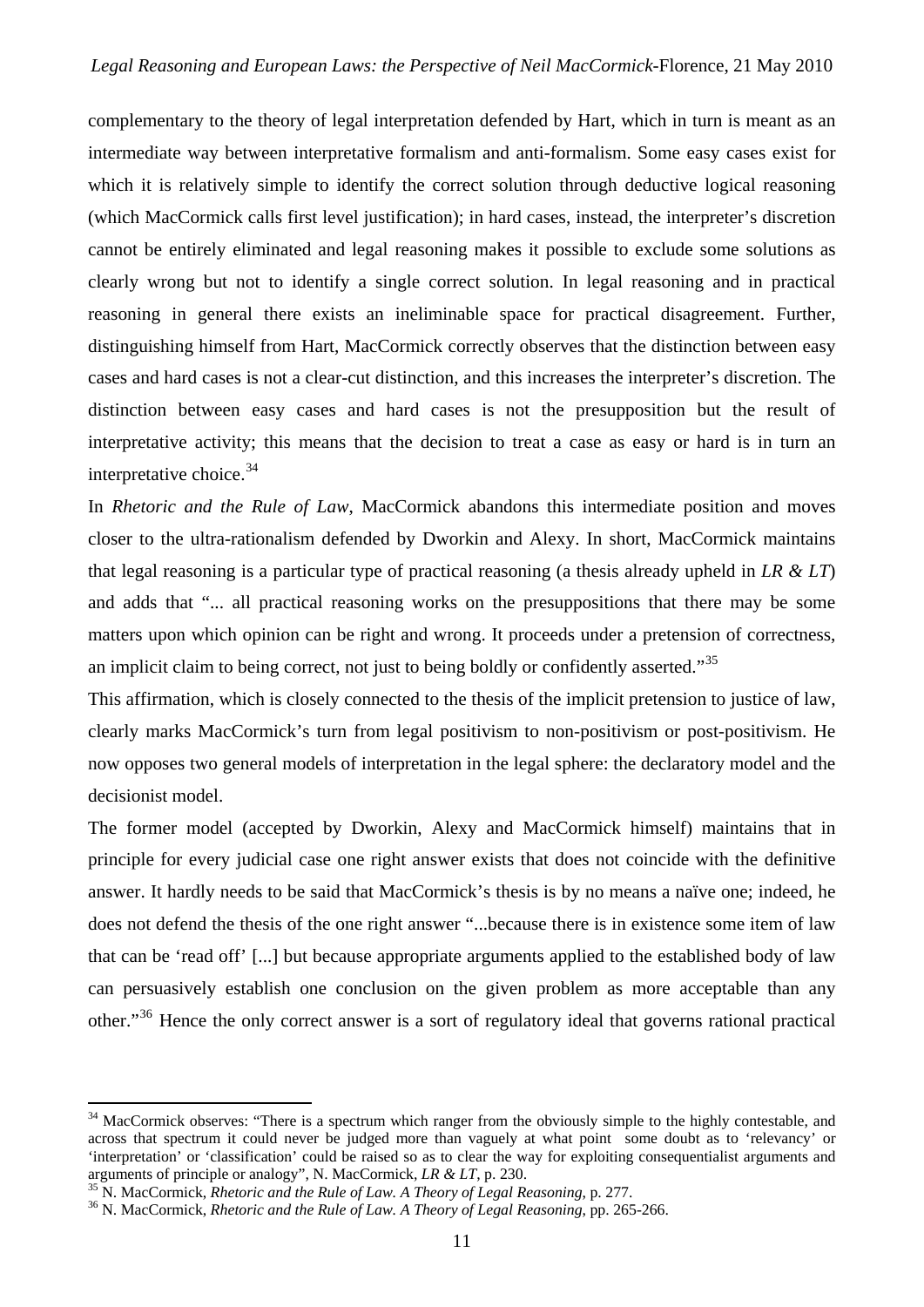complementary to the theory of legal interpretation defended by Hart, which in turn is meant as an intermediate way between interpretative formalism and anti-formalism. Some easy cases exist for which it is relatively simple to identify the correct solution through deductive logical reasoning (which MacCormick calls first level justification); in hard cases, instead, the interpreter's discretion cannot be entirely eliminated and legal reasoning makes it possible to exclude some solutions as clearly wrong but not to identify a single correct solution. In legal reasoning and in practical reasoning in general there exists an ineliminable space for practical disagreement. Further, distinguishing himself from Hart, MacCormick correctly observes that the distinction between easy cases and hard cases is not a clear-cut distinction, and this increases the interpreter's discretion. The distinction between easy cases and hard cases is not the presupposition but the result of interpretative activity; this means that the decision to treat a case as easy or hard is in turn an interpretative choice.[34]

In *Rhetoric and the Rule of Law*, MacCormick abandons this intermediate position and moves closer to the ultra-rationalism defended by Dworkin and Alexy. In short, MacCormick maintains that legal reasoning is a particular type of practical reasoning (a thesis already upheld in *LR & LT*) and adds that "... all practical reasoning works on the presuppositions that there may be some matters upon which opinion can be right and wrong. It proceeds under a pretension of correctness, an implicit claim to being correct, not just to being boldly or confidently asserted."[35]

This affirmation, which is closely connected to the thesis of the implicit pretension to justice of law, clearly marks MacCormick's turn from legal positivism to non-positivism or post-positivism. He now opposes two general models of interpretation in the legal sphere: the declaratory model and the decisionist model.

The former model (accepted by Dworkin, Alexy and MacCormick himself) maintains that in principle for every judicial case one right answer exists that does not coincide with the definitive answer. It hardly needs to be said that MacCormick's thesis is by no means a naïve one; indeed, he does not defend the thesis of the one right answer "...because there is in existence some item of law that can be 'read off' [...] but because appropriate arguments applied to the established body of law can persuasively establish one conclusion on the given problem as more acceptable than any other."[36] Hence the only correct answer is a sort of regulatory ideal that governs rational practical

---

[34] MacCormick observes: "There is a spectrum which ranger from the obviously simple to the highly contestable, and across that spectrum it could never be judged more than vaguely at what point some doubt as to 'relevancy' or 'interpretation' or 'classification' could be raised so as to clear the way for exploiting consequentialist arguments and arguments of principle or analogy", N. MacCormick, *LR & LT*, p. 230.

[35] N. MacCormick, *Rhetoric and the Rule of Law. A Theory of Legal Reasoning*, p. 277.

[36] N. MacCormick, *Rhetoric and the Rule of Law. A Theory of Legal Reasoning*, pp. 265-266.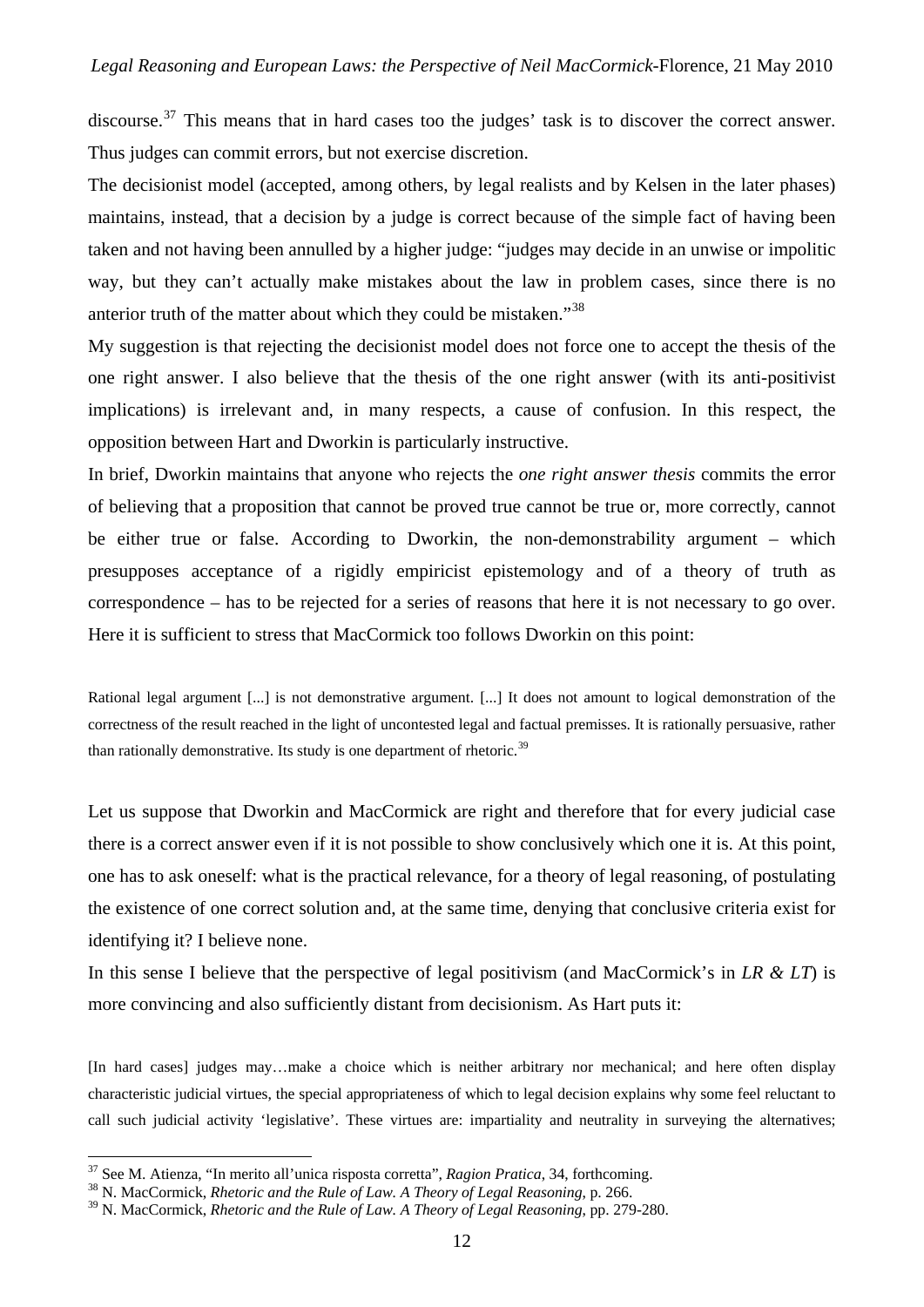discourse.[37] This means that in hard cases too the judges' task is to discover the correct answer. Thus judges can commit errors, but not exercise discretion.

The decisionist model (accepted, among others, by legal realists and by Kelsen in the later phases) maintains, instead, that a decision by a judge is correct because of the simple fact of having been taken and not having been annulled by a higher judge: "judges may decide in an unwise or impolitic way, but they can't actually make mistakes about the law in problem cases, since there is no anterior truth of the matter about which they could be mistaken."[38]

My suggestion is that rejecting the decisionist model does not force one to accept the thesis of the one right answer. I also believe that the thesis of the one right answer (with its anti-positivist implications) is irrelevant and, in many respects, a cause of confusion. In this respect, the opposition between Hart and Dworkin is particularly instructive.

In brief, Dworkin maintains that anyone who rejects the *one right answer thesis* commits the error of believing that a proposition that cannot be proved true cannot be true or, more correctly, cannot be either true or false. According to Dworkin, the non-demonstrability argument – which presupposes acceptance of a rigidly empiricist epistemology and of a theory of truth as correspondence – has to be rejected for a series of reasons that here it is not necessary to go over. Here it is sufficient to stress that MacCormick too follows Dworkin on this point:

> Rational legal argument [...] is not demonstrative argument. [...] It does not amount to logical demonstration of the correctness of the result reached in the light of uncontested legal and factual premisses. It is rationally persuasive, rather than rationally demonstrative. Its study is one department of rhetoric.[39]

Let us suppose that Dworkin and MacCormick are right and therefore that for every judicial case there is a correct answer even if it is not possible to show conclusively which one it is. At this point, one has to ask oneself: what is the practical relevance, for a theory of legal reasoning, of postulating the existence of one correct solution and, at the same time, denying that conclusive criteria exist for identifying it? I believe none.

In this sense I believe that the perspective of legal positivism (and MacCormick's in *LR & LT*) is more convincing and also sufficiently distant from decisionism. As Hart puts it:

> [In hard cases] judges may…make a choice which is neither arbitrary nor mechanical; and here often display characteristic judicial virtues, the special appropriateness of which to legal decision explains why some feel reluctant to call such judicial activity 'legislative'. These virtues are: impartiality and neutrality in surveying the alternatives;

---

[37] See M. Atienza, "In merito all'unica risposta corretta", *Ragion Pratica*, 34, forthcoming.

[38] N. MacCormick, *Rhetoric and the Rule of Law. A Theory of Legal Reasoning*, p. 266.

[39] N. MacCormick, *Rhetoric and the Rule of Law. A Theory of Legal Reasoning*, pp. 279-280.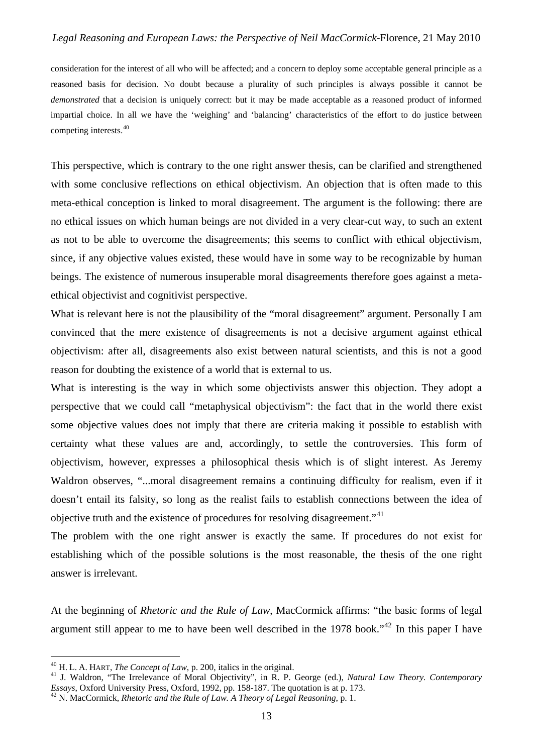consideration for the interest of all who will be affected; and a concern to deploy some acceptable general principle as a reasoned basis for decision. No doubt because a plurality of such principles is always possible it cannot be *demonstrated* that a decision is uniquely correct: but it may be made acceptable as a reasoned product of informed impartial choice. In all we have the 'weighing' and 'balancing' characteristics of the effort to do justice between competing interests.[40]

This perspective, which is contrary to the one right answer thesis, can be clarified and strengthened with some conclusive reflections on ethical objectivism. An objection that is often made to this meta-ethical conception is linked to moral disagreement. The argument is the following: there are no ethical issues on which human beings are not divided in a very clear-cut way, to such an extent as not to be able to overcome the disagreements; this seems to conflict with ethical objectivism, since, if any objective values existed, these would have in some way to be recognizable by human beings. The existence of numerous insuperable moral disagreements therefore goes against a meta-ethical objectivist and cognitivist perspective.

What is relevant here is not the plausibility of the "moral disagreement" argument. Personally I am convinced that the mere existence of disagreements is not a decisive argument against ethical objectivism: after all, disagreements also exist between natural scientists, and this is not a good reason for doubting the existence of a world that is external to us.

What is interesting is the way in which some objectivists answer this objection. They adopt a perspective that we could call "metaphysical objectivism": the fact that in the world there exist some objective values does not imply that there are criteria making it possible to establish with certainty what these values are and, accordingly, to settle the controversies. This form of objectivism, however, expresses a philosophical thesis which is of slight interest. As Jeremy Waldron observes, "...moral disagreement remains a continuing difficulty for realism, even if it doesn't entail its falsity, so long as the realist fails to establish connections between the idea of objective truth and the existence of procedures for resolving disagreement."[41]

The problem with the one right answer is exactly the same. If procedures do not exist for establishing which of the possible solutions is the most reasonable, the thesis of the one right answer is irrelevant.

At the beginning of *Rhetoric and the Rule of Law*, MacCormick affirms: "the basic forms of legal argument still appear to me to have been well described in the 1978 book."[42] In this paper I have

---

[40] H. L. A. HART, *The Concept of Law*, p. 200, italics in the original.

[41] J. Waldron, "The Irrelevance of Moral Objectivity", in R. P. George (ed.), *Natural Law Theory. Contemporary Essays*, Oxford University Press, Oxford, 1992, pp. 158-187. The quotation is at p. 173.

[42] N. MacCormick, *Rhetoric and the Rule of Law. A Theory of Legal Reasoning*, p. 1.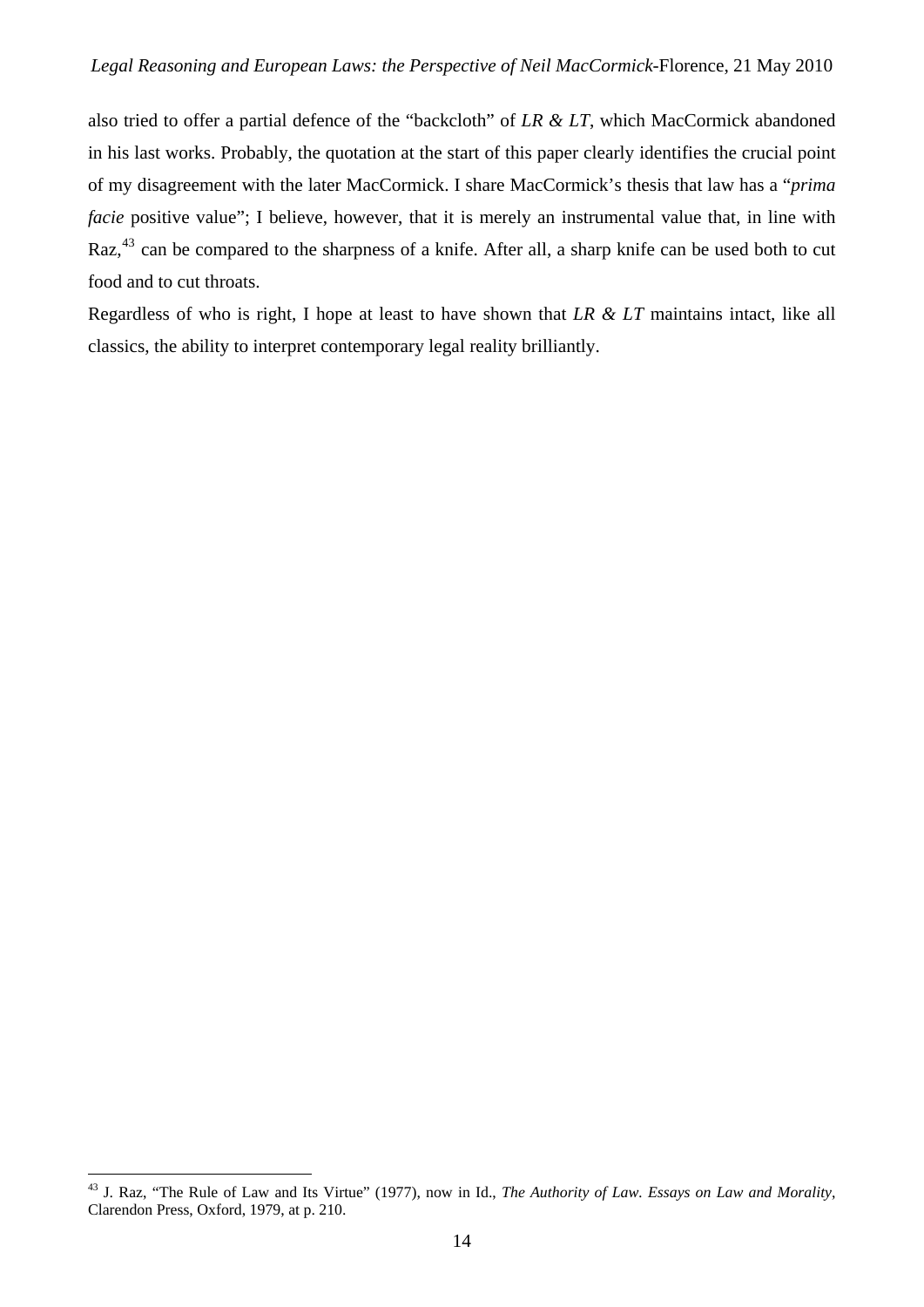also tried to offer a partial defence of the "backcloth" of *LR & LT*, which MacCormick abandoned in his last works. Probably, the quotation at the start of this paper clearly identifies the crucial point of my disagreement with the later MacCormick. I share MacCormick's thesis that law has a "*prima facie* positive value"; I believe, however, that it is merely an instrumental value that, in line with Raz,[43] can be compared to the sharpness of a knife. After all, a sharp knife can be used both to cut food and to cut throats.

Regardless of who is right, I hope at least to have shown that *LR & LT* maintains intact, like all classics, the ability to interpret contemporary legal reality brilliantly.

---

[43] J. Raz, "The Rule of Law and Its Virtue" (1977), now in Id., *The Authority of Law. Essays on Law and Morality*, Clarendon Press, Oxford, 1979, at p. 210.